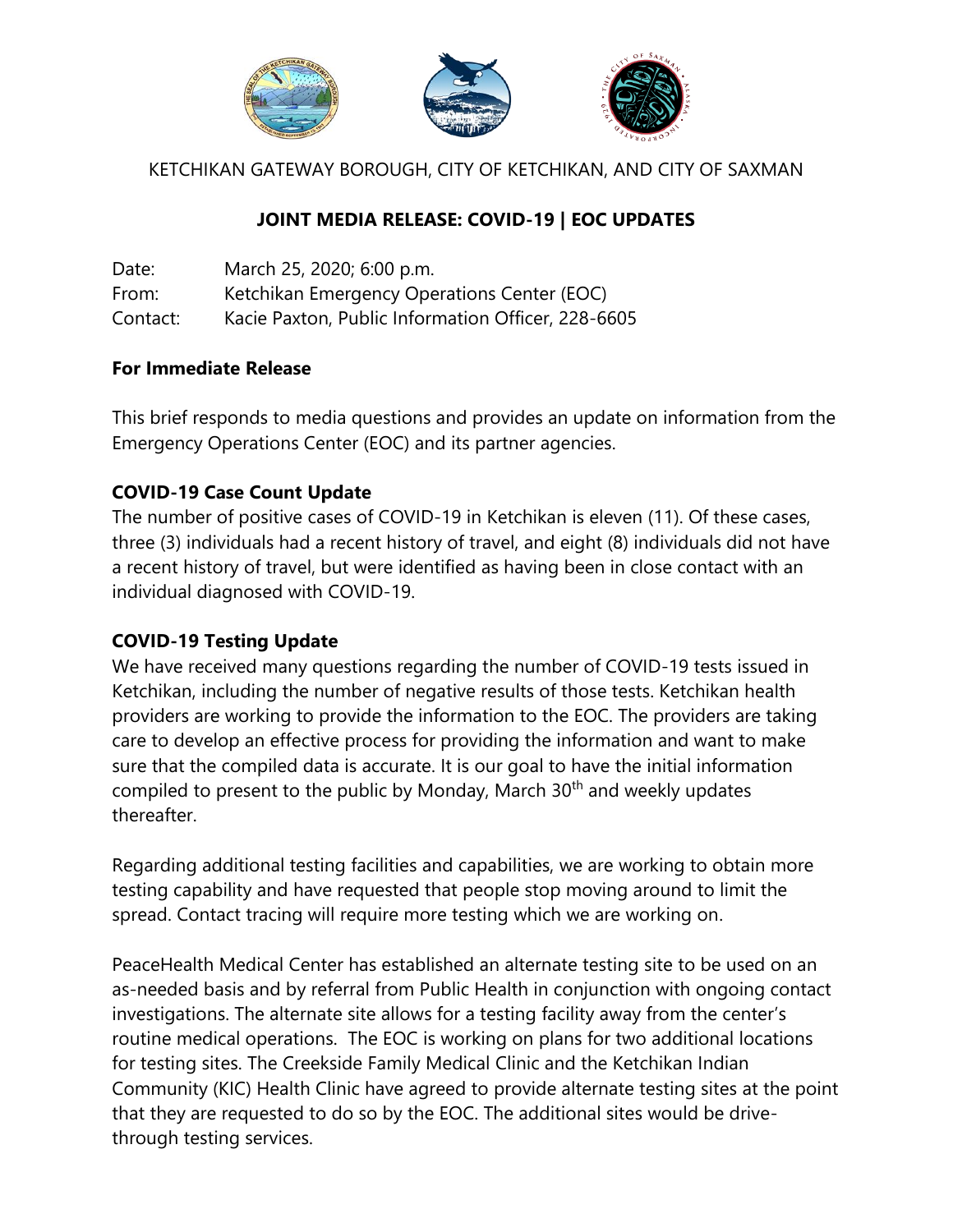KETCHIKAN GATEWAY BOROUGH, CITY OF KETCHIKAN, AND CITY OF SAXMAN

# JOINT MEDIA RELEASE: COVID-19 | EOC UPDATES

Date: March 25, 2020; 6:00 p.m.
From: Ketchikan Emergency Operations Center (EOC)
Contact: Kacie Paxton, Public Information Officer, 228-6605

**For Immediate Release**

This brief responds to media questions and provides an update on information from the Emergency Operations Center (EOC) and its partner agencies.

## COVID-19 Case Count Update

The number of positive cases of COVID-19 in Ketchikan is eleven (11). Of these cases, three (3) individuals had a recent history of travel, and eight (8) individuals did not have a recent history of travel, but were identified as having been in close contact with an individual diagnosed with COVID-19.

## COVID-19 Testing Update

We have received many questions regarding the number of COVID-19 tests issued in Ketchikan, including the number of negative results of those tests. Ketchikan health providers are working to provide the information to the EOC. The providers are taking care to develop an effective process for providing the information and want to make sure that the compiled data is accurate. It is our goal to have the initial information compiled to present to the public by Monday, March 30th and weekly updates thereafter.

Regarding additional testing facilities and capabilities, we are working to obtain more testing capability and have requested that people stop moving around to limit the spread. Contact tracing will require more testing which we are working on.

PeaceHealth Medical Center has established an alternate testing site to be used on an as-needed basis and by referral from Public Health in conjunction with ongoing contact investigations. The alternate site allows for a testing facility away from the center's routine medical operations. The EOC is working on plans for two additional locations for testing sites. The Creekside Family Medical Clinic and the Ketchikan Indian Community (KIC) Health Clinic have agreed to provide alternate testing sites at the point that they are requested to do so by the EOC. The additional sites would be drive-through testing services.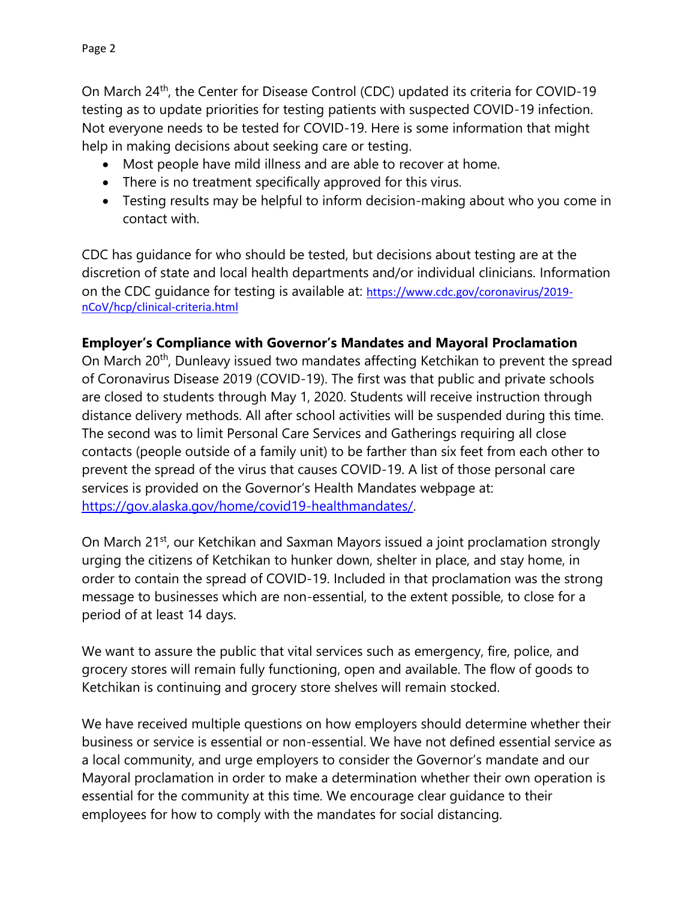On March 24th, the Center for Disease Control (CDC) updated its criteria for COVID-19 testing as to update priorities for testing patients with suspected COVID-19 infection. Not everyone needs to be tested for COVID-19. Here is some information that might help in making decisions about seeking care or testing.

- Most people have mild illness and are able to recover at home.
- There is no treatment specifically approved for this virus.
- Testing results may be helpful to inform decision-making about who you come in contact with.

CDC has guidance for who should be tested, but decisions about testing are at the discretion of state and local health departments and/or individual clinicians. Information on the CDC guidance for testing is available at: https://www.cdc.gov/coronavirus/2019-nCoV/hcp/clinical-criteria.html

**Employer's Compliance with Governor's Mandates and Mayoral Proclamation**

On March 20th, Dunleavy issued two mandates affecting Ketchikan to prevent the spread of Coronavirus Disease 2019 (COVID-19). The first was that public and private schools are closed to students through May 1, 2020. Students will receive instruction through distance delivery methods. All after school activities will be suspended during this time. The second was to limit Personal Care Services and Gatherings requiring all close contacts (people outside of a family unit) to be farther than six feet from each other to prevent the spread of the virus that causes COVID-19. A list of those personal care services is provided on the Governor's Health Mandates webpage at: https://gov.alaska.gov/home/covid19-healthmandates/.

On March 21st, our Ketchikan and Saxman Mayors issued a joint proclamation strongly urging the citizens of Ketchikan to hunker down, shelter in place, and stay home, in order to contain the spread of COVID-19. Included in that proclamation was the strong message to businesses which are non-essential, to the extent possible, to close for a period of at least 14 days.

We want to assure the public that vital services such as emergency, fire, police, and grocery stores will remain fully functioning, open and available. The flow of goods to Ketchikan is continuing and grocery store shelves will remain stocked.

We have received multiple questions on how employers should determine whether their business or service is essential or non-essential. We have not defined essential service as a local community, and urge employers to consider the Governor's mandate and our Mayoral proclamation in order to make a determination whether their own operation is essential for the community at this time. We encourage clear guidance to their employees for how to comply with the mandates for social distancing.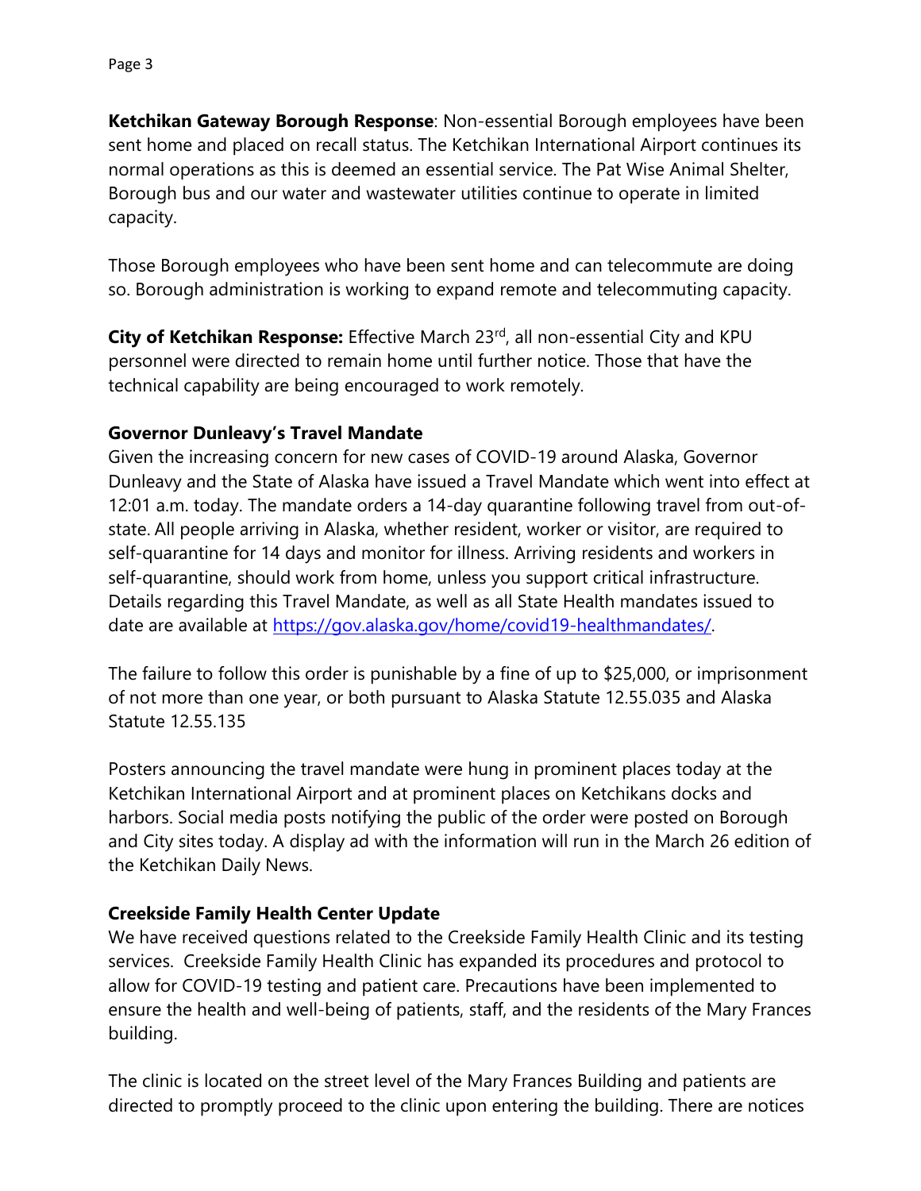**Ketchikan Gateway Borough Response**: Non-essential Borough employees have been sent home and placed on recall status. The Ketchikan International Airport continues its normal operations as this is deemed an essential service. The Pat Wise Animal Shelter, Borough bus and our water and wastewater utilities continue to operate in limited capacity.

Those Borough employees who have been sent home and can telecommute are doing so. Borough administration is working to expand remote and telecommuting capacity.

**City of Ketchikan Response:** Effective March 23rd, all non-essential City and KPU personnel were directed to remain home until further notice. Those that have the technical capability are being encouraged to work remotely.

**Governor Dunleavy's Travel Mandate**

Given the increasing concern for new cases of COVID-19 around Alaska, Governor Dunleavy and the State of Alaska have issued a Travel Mandate which went into effect at 12:01 a.m. today. The mandate orders a 14-day quarantine following travel from out-of-state. All people arriving in Alaska, whether resident, worker or visitor, are required to self-quarantine for 14 days and monitor for illness. Arriving residents and workers in self-quarantine, should work from home, unless you support critical infrastructure. Details regarding this Travel Mandate, as well as all State Health mandates issued to date are available at https://gov.alaska.gov/home/covid19-healthmandates/.

The failure to follow this order is punishable by a fine of up to $25,000, or imprisonment of not more than one year, or both pursuant to Alaska Statute 12.55.035 and Alaska Statute 12.55.135

Posters announcing the travel mandate were hung in prominent places today at the Ketchikan International Airport and at prominent places on Ketchikans docks and harbors. Social media posts notifying the public of the order were posted on Borough and City sites today. A display ad with the information will run in the March 26 edition of the Ketchikan Daily News.

**Creekside Family Health Center Update**

We have received questions related to the Creekside Family Health Clinic and its testing services. Creekside Family Health Clinic has expanded its procedures and protocol to allow for COVID-19 testing and patient care. Precautions have been implemented to ensure the health and well-being of patients, staff, and the residents of the Mary Frances building.

The clinic is located on the street level of the Mary Frances Building and patients are directed to promptly proceed to the clinic upon entering the building. There are notices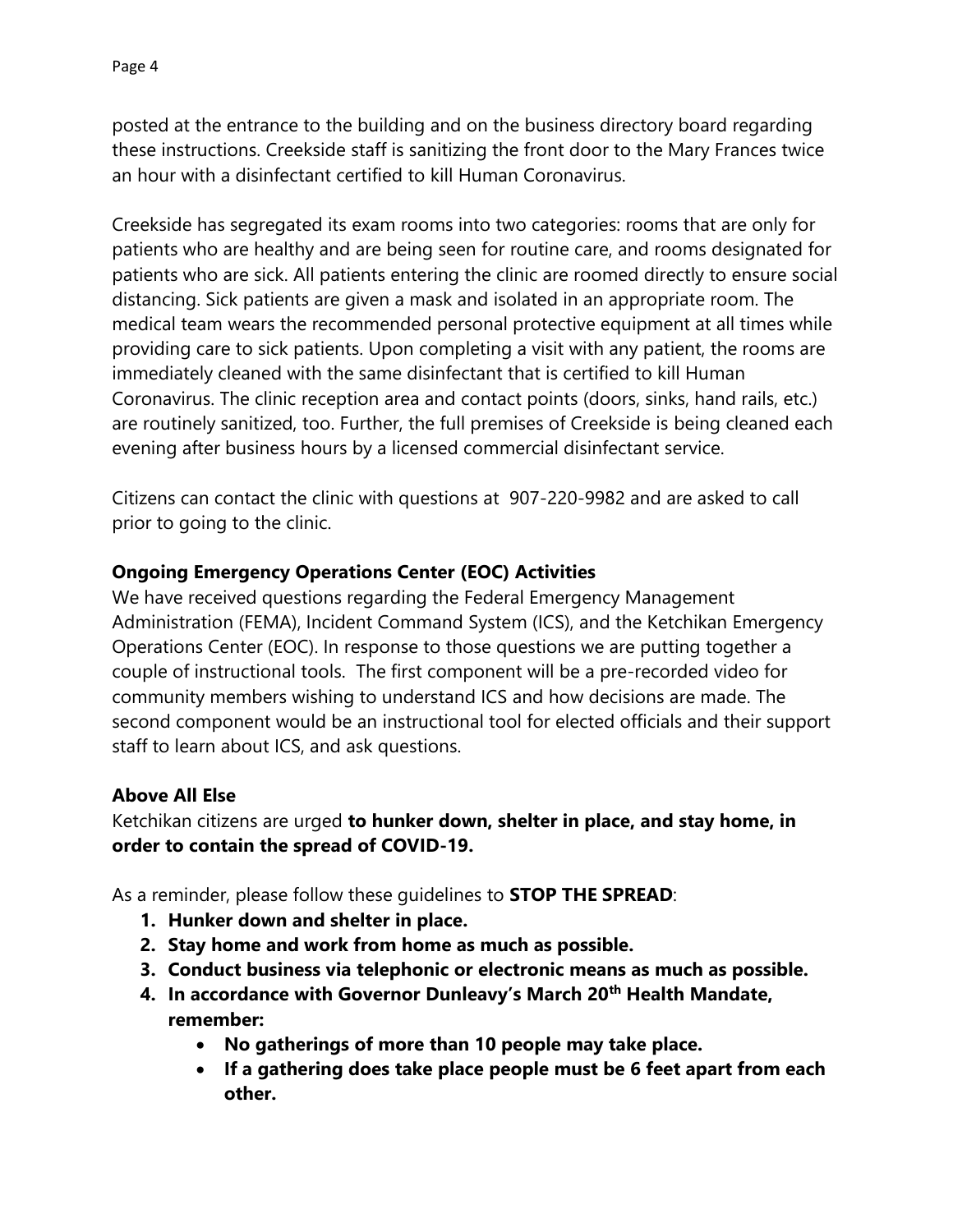posted at the entrance to the building and on the business directory board regarding these instructions. Creekside staff is sanitizing the front door to the Mary Frances twice an hour with a disinfectant certified to kill Human Coronavirus.

Creekside has segregated its exam rooms into two categories: rooms that are only for patients who are healthy and are being seen for routine care, and rooms designated for patients who are sick. All patients entering the clinic are roomed directly to ensure social distancing. Sick patients are given a mask and isolated in an appropriate room. The medical team wears the recommended personal protective equipment at all times while providing care to sick patients. Upon completing a visit with any patient, the rooms are immediately cleaned with the same disinfectant that is certified to kill Human Coronavirus. The clinic reception area and contact points (doors, sinks, hand rails, etc.) are routinely sanitized, too. Further, the full premises of Creekside is being cleaned each evening after business hours by a licensed commercial disinfectant service.

Citizens can contact the clinic with questions at 907-220-9982 and are asked to call prior to going to the clinic.

**Ongoing Emergency Operations Center (EOC) Activities**

We have received questions regarding the Federal Emergency Management Administration (FEMA), Incident Command System (ICS), and the Ketchikan Emergency Operations Center (EOC). In response to those questions we are putting together a couple of instructional tools. The first component will be a pre-recorded video for community members wishing to understand ICS and how decisions are made. The second component would be an instructional tool for elected officials and their support staff to learn about ICS, and ask questions.

**Above All Else**

Ketchikan citizens are urged **to hunker down, shelter in place, and stay home, in order to contain the spread of COVID-19.**

As a reminder, please follow these guidelines to **STOP THE SPREAD**:

1. **Hunker down and shelter in place.**
2. **Stay home and work from home as much as possible.**
3. **Conduct business via telephonic or electronic means as much as possible.**
4. **In accordance with Governor Dunleavy's March 20th Health Mandate, remember:**
    - **No gatherings of more than 10 people may take place.**
    - **If a gathering does take place people must be 6 feet apart from each other.**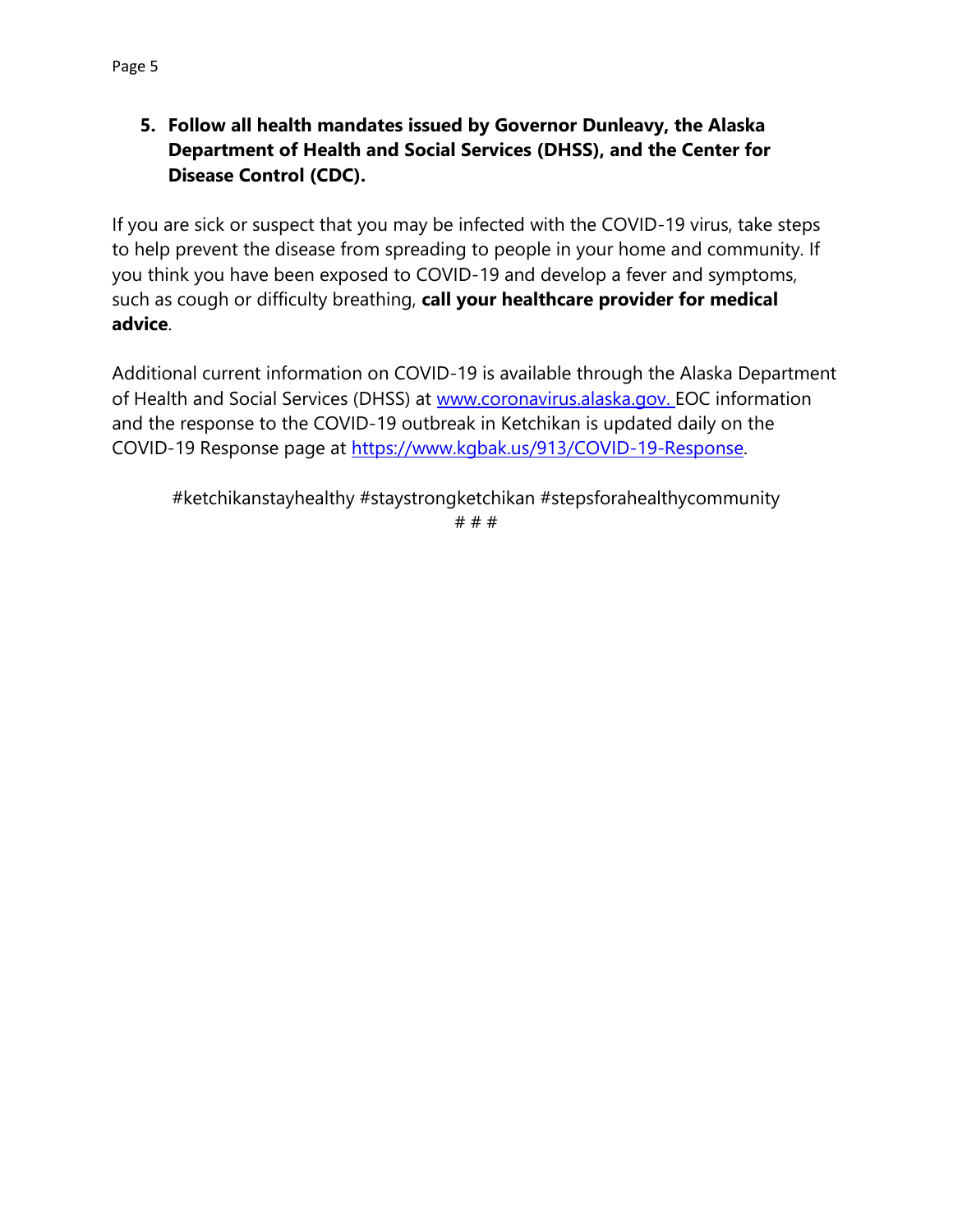5. **Follow all health mandates issued by Governor Dunleavy, the Alaska Department of Health and Social Services (DHSS), and the Center for Disease Control (CDC).**

If you are sick or suspect that you may be infected with the COVID-19 virus, take steps to help prevent the disease from spreading to people in your home and community. If you think you have been exposed to COVID-19 and develop a fever and symptoms, such as cough or difficulty breathing, **call your healthcare provider for medical advice**.

Additional current information on COVID-19 is available through the Alaska Department of Health and Social Services (DHSS) at [www.coronavirus.alaska.gov.](http://www.coronavirus.alaska.gov) EOC information and the response to the COVID-19 outbreak in Ketchikan is updated daily on the COVID-19 Response page at [https://www.kgbak.us/913/COVID-19-Response](https://www.kgbak.us/913/COVID-19-Response).

#ketchikanstayhealthy #staystrongketchikan #stepsforahealthycommunity

# # #